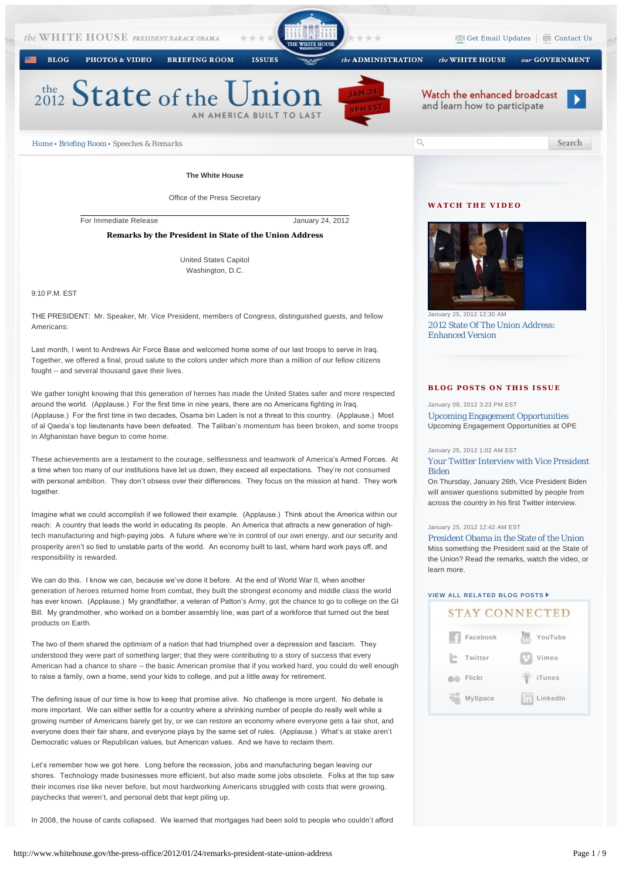the WHITE HOUSE PRESIDENT BARACK OBAMA

Get Email Updates | Contact Us

BLOG | PHOTOS & VIDEO | BRIEFING ROOM | ISSUES | the ADMINISTRATION | the WHITE HOUSE | our GOVERNMENT

# the 2012 State of the Union

AN AMERICA BUILT TO LAST

JAN. 24 9PM EST

Watch the enhanced broadcast and learn how to participate

Home • Briefing Room • Speeches & Remarks

Search

**The White House**

Office of the Press Secretary

For Immediate Release January 24, 2012

## Remarks by the President in State of the Union Address

United States Capitol
Washington, D.C.

9:10 P.M. EST

THE PRESIDENT: Mr. Speaker, Mr. Vice President, members of Congress, distinguished guests, and fellow Americans:

Last month, I went to Andrews Air Force Base and welcomed home some of our last troops to serve in Iraq. Together, we offered a final, proud salute to the colors under which more than a million of our fellow citizens fought -- and several thousand gave their lives.

We gather tonight knowing that this generation of heroes has made the United States safer and more respected around the world. (Applause.) For the first time in nine years, there are no Americans fighting in Iraq. (Applause.) For the first time in two decades, Osama bin Laden is not a threat to this country. (Applause.) Most of al Qaeda's top lieutenants have been defeated. The Taliban's momentum has been broken, and some troops in Afghanistan have begun to come home.

These achievements are a testament to the courage, selflessness and teamwork of America's Armed Forces. At a time when too many of our institutions have let us down, they exceed all expectations. They're not consumed with personal ambition. They don't obsess over their differences. They focus on the mission at hand. They work together.

Imagine what we could accomplish if we followed their example. (Applause.) Think about the America within our reach: A country that leads the world in educating its people. An America that attracts a new generation of high-tech manufacturing and high-paying jobs. A future where we're in control of our own energy, and our security and prosperity aren't so tied to unstable parts of the world. An economy built to last, where hard work pays off, and responsibility is rewarded.

We can do this. I know we can, because we've done it before. At the end of World War II, when another generation of heroes returned home from combat, they built the strongest economy and middle class the world has ever known. (Applause.) My grandfather, a veteran of Patton's Army, got the chance to go to college on the GI Bill. My grandmother, who worked on a bomber assembly line, was part of a workforce that turned out the best products on Earth.

The two of them shared the optimism of a nation that had triumphed over a depression and fascism. They understood they were part of something larger; that they were contributing to a story of success that every American had a chance to share -- the basic American promise that if you worked hard, you could do well enough to raise a family, own a home, send your kids to college, and put a little away for retirement.

The defining issue of our time is how to keep that promise alive. No challenge is more urgent. No debate is more important. We can either settle for a country where a shrinking number of people do really well while a growing number of Americans barely get by, or we can restore an economy where everyone gets a fair shot, and everyone does their fair share, and everyone plays by the same set of rules. (Applause.) What's at stake aren't Democratic values or Republican values, but American values. And we have to reclaim them.

Let's remember how we got here. Long before the recession, jobs and manufacturing began leaving our shores. Technology made businesses more efficient, but also made some jobs obsolete. Folks at the top saw their incomes rise like never before, but most hardworking Americans struggled with costs that were growing, paychecks that weren't, and personal debt that kept piling up.

In 2008, the house of cards collapsed. We learned that mortgages had been sold to people who couldn't afford

### WATCH THE VIDEO

January 25, 2012 12:30 AM

2012 State Of The Union Address: Enhanced Version

### BLOG POSTS ON THIS ISSUE

January 09, 2012 3:23 PM EST

Upcoming Engagement Opportunities

Upcoming Engagement Opportunities at OPE

January 25, 2012 1:02 AM EST

Your Twitter Interview with Vice President Biden

On Thursday, January 26th, Vice President Biden will answer questions submitted by people from across the country in his first Twitter interview.

January 25, 2012 12:42 AM EST

President Obama in the State of the Union

Miss something the President said at the State of the Union? Read the remarks, watch the video, or learn more.

VIEW ALL RELATED BLOG POSTS

### STAY CONNECTED

Facebook | YouTube | Twitter | Vimeo | Flickr | iTunes | MySpace | LinkedIn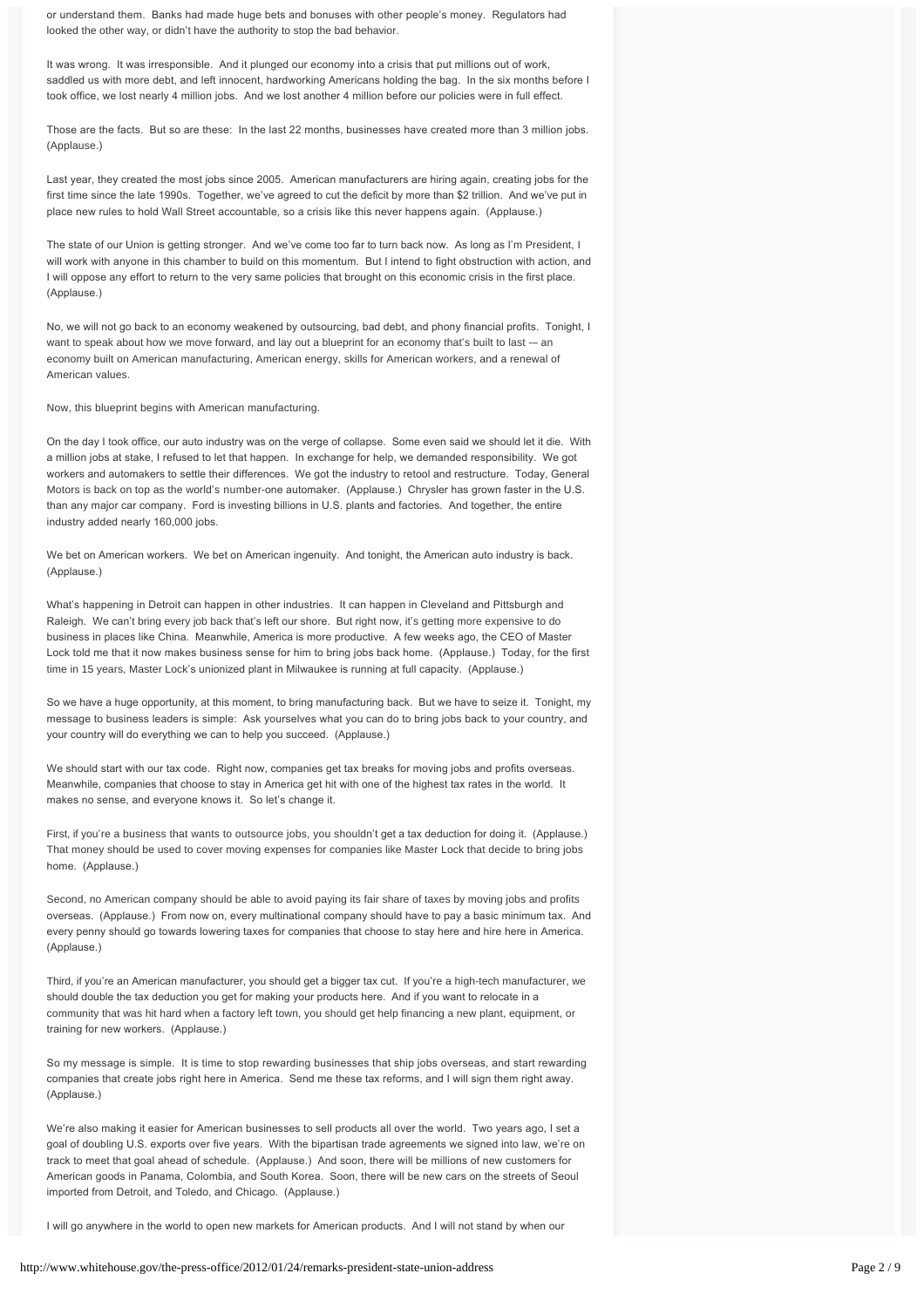or understand them. Banks had made huge bets and bonuses with other people's money. Regulators had looked the other way, or didn't have the authority to stop the bad behavior.

It was wrong. It was irresponsible. And it plunged our economy into a crisis that put millions out of work, saddled us with more debt, and left innocent, hardworking Americans holding the bag. In the six months before I took office, we lost nearly 4 million jobs. And we lost another 4 million before our policies were in full effect.

Those are the facts. But so are these: In the last 22 months, businesses have created more than 3 million jobs. (Applause.)

Last year, they created the most jobs since 2005. American manufacturers are hiring again, creating jobs for the first time since the late 1990s. Together, we've agreed to cut the deficit by more than $2 trillion. And we've put in place new rules to hold Wall Street accountable, so a crisis like this never happens again. (Applause.)

The state of our Union is getting stronger. And we've come too far to turn back now. As long as I'm President, I will work with anyone in this chamber to build on this momentum. But I intend to fight obstruction with action, and I will oppose any effort to return to the very same policies that brought on this economic crisis in the first place. (Applause.)

No, we will not go back to an economy weakened by outsourcing, bad debt, and phony financial profits. Tonight, I want to speak about how we move forward, and lay out a blueprint for an economy that's built to last — an economy built on American manufacturing, American energy, skills for American workers, and a renewal of American values.

Now, this blueprint begins with American manufacturing.

On the day I took office, our auto industry was on the verge of collapse. Some even said we should let it die. With a million jobs at stake, I refused to let that happen. In exchange for help, we demanded responsibility. We got workers and automakers to settle their differences. We got the industry to retool and restructure. Today, General Motors is back on top as the world's number-one automaker. (Applause.) Chrysler has grown faster in the U.S. than any major car company. Ford is investing billions in U.S. plants and factories. And together, the entire industry added nearly 160,000 jobs.

We bet on American workers. We bet on American ingenuity. And tonight, the American auto industry is back. (Applause.)

What's happening in Detroit can happen in other industries. It can happen in Cleveland and Pittsburgh and Raleigh. We can't bring every job back that's left our shore. But right now, it's getting more expensive to do business in places like China. Meanwhile, America is more productive. A few weeks ago, the CEO of Master Lock told me that it now makes business sense for him to bring jobs back home. (Applause.) Today, for the first time in 15 years, Master Lock's unionized plant in Milwaukee is running at full capacity. (Applause.)

So we have a huge opportunity, at this moment, to bring manufacturing back. But we have to seize it. Tonight, my message to business leaders is simple: Ask yourselves what you can do to bring jobs back to your country, and your country will do everything we can to help you succeed. (Applause.)

We should start with our tax code. Right now, companies get tax breaks for moving jobs and profits overseas. Meanwhile, companies that choose to stay in America get hit with one of the highest tax rates in the world. It makes no sense, and everyone knows it. So let's change it.

First, if you're a business that wants to outsource jobs, you shouldn't get a tax deduction for doing it. (Applause.) That money should be used to cover moving expenses for companies like Master Lock that decide to bring jobs home. (Applause.)

Second, no American company should be able to avoid paying its fair share of taxes by moving jobs and profits overseas. (Applause.) From now on, every multinational company should have to pay a basic minimum tax. And every penny should go towards lowering taxes for companies that choose to stay here and hire here in America. (Applause.)

Third, if you're an American manufacturer, you should get a bigger tax cut. If you're a high-tech manufacturer, we should double the tax deduction you get for making your products here. And if you want to relocate in a community that was hit hard when a factory left town, you should get help financing a new plant, equipment, or training for new workers. (Applause.)

So my message is simple. It is time to stop rewarding businesses that ship jobs overseas, and start rewarding companies that create jobs right here in America. Send me these tax reforms, and I will sign them right away. (Applause.)

We're also making it easier for American businesses to sell products all over the world. Two years ago, I set a goal of doubling U.S. exports over five years. With the bipartisan trade agreements we signed into law, we're on track to meet that goal ahead of schedule. (Applause.) And soon, there will be millions of new customers for American goods in Panama, Colombia, and South Korea. Soon, there will be new cars on the streets of Seoul imported from Detroit, and Toledo, and Chicago. (Applause.)

I will go anywhere in the world to open new markets for American products. And I will not stand by when our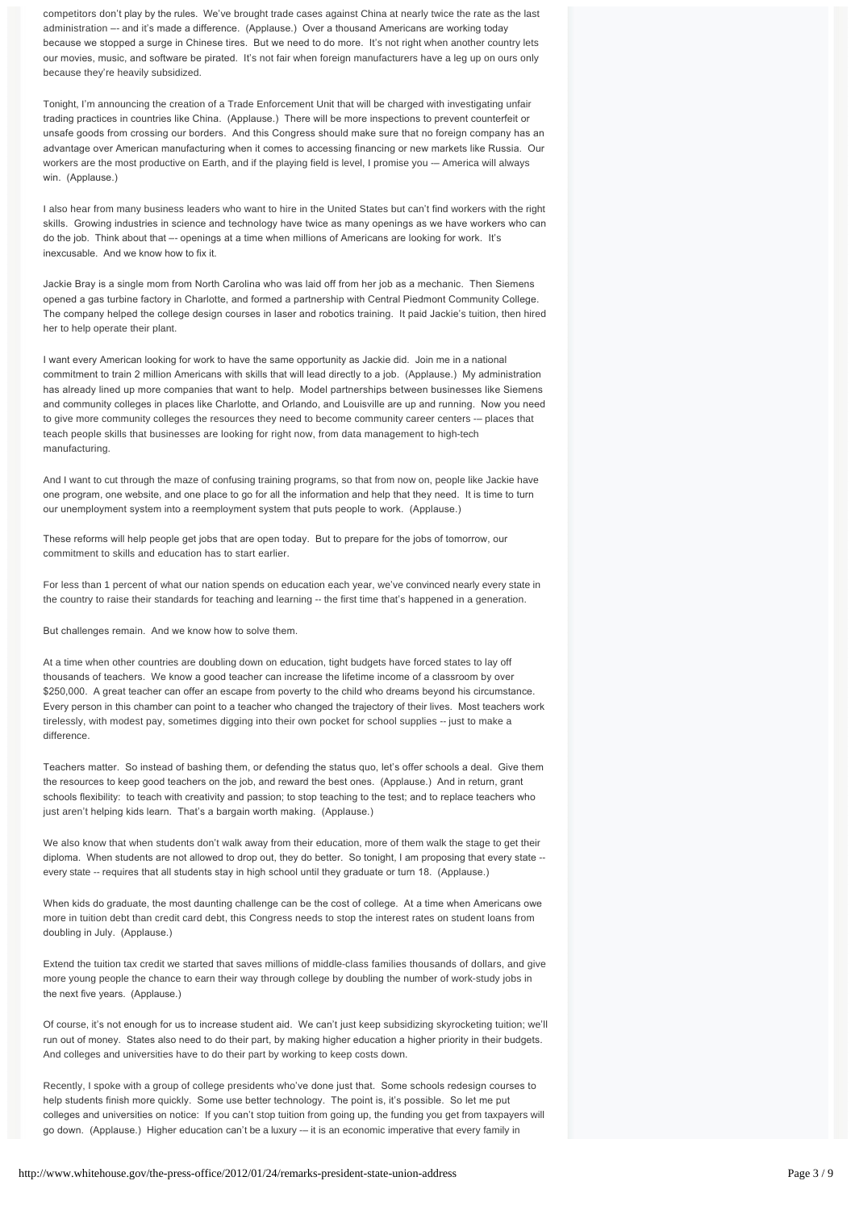competitors don't play by the rules. We've brought trade cases against China at nearly twice the rate as the last administration –- and it's made a difference. (Applause.) Over a thousand Americans are working today because we stopped a surge in Chinese tires. But we need to do more. It's not right when another country lets our movies, music, and software be pirated. It's not fair when foreign manufacturers have a leg up on ours only because they're heavily subsidized.

Tonight, I'm announcing the creation of a Trade Enforcement Unit that will be charged with investigating unfair trading practices in countries like China. (Applause.) There will be more inspections to prevent counterfeit or unsafe goods from crossing our borders. And this Congress should make sure that no foreign company has an advantage over American manufacturing when it comes to accessing financing or new markets like Russia. Our workers are the most productive on Earth, and if the playing field is level, I promise you –- America will always win. (Applause.)

I also hear from many business leaders who want to hire in the United States but can't find workers with the right skills. Growing industries in science and technology have twice as many openings as we have workers who can do the job. Think about that –- openings at a time when millions of Americans are looking for work. It's inexcusable. And we know how to fix it.

Jackie Bray is a single mom from North Carolina who was laid off from her job as a mechanic. Then Siemens opened a gas turbine factory in Charlotte, and formed a partnership with Central Piedmont Community College. The company helped the college design courses in laser and robotics training. It paid Jackie's tuition, then hired her to help operate their plant.

I want every American looking for work to have the same opportunity as Jackie did. Join me in a national commitment to train 2 million Americans with skills that will lead directly to a job. (Applause.) My administration has already lined up more companies that want to help. Model partnerships between businesses like Siemens and community colleges in places like Charlotte, and Orlando, and Louisville are up and running. Now you need to give more community colleges the resources they need to become community career centers -– places that teach people skills that businesses are looking for right now, from data management to high-tech manufacturing.

And I want to cut through the maze of confusing training programs, so that from now on, people like Jackie have one program, one website, and one place to go for all the information and help that they need. It is time to turn our unemployment system into a reemployment system that puts people to work. (Applause.)

These reforms will help people get jobs that are open today. But to prepare for the jobs of tomorrow, our commitment to skills and education has to start earlier.

For less than 1 percent of what our nation spends on education each year, we've convinced nearly every state in the country to raise their standards for teaching and learning -- the first time that's happened in a generation.

But challenges remain. And we know how to solve them.

At a time when other countries are doubling down on education, tight budgets have forced states to lay off thousands of teachers. We know a good teacher can increase the lifetime income of a classroom by over $250,000. A great teacher can offer an escape from poverty to the child who dreams beyond his circumstance. Every person in this chamber can point to a teacher who changed the trajectory of their lives. Most teachers work tirelessly, with modest pay, sometimes digging into their own pocket for school supplies -- just to make a difference.

Teachers matter. So instead of bashing them, or defending the status quo, let's offer schools a deal. Give them the resources to keep good teachers on the job, and reward the best ones. (Applause.) And in return, grant schools flexibility: to teach with creativity and passion; to stop teaching to the test; and to replace teachers who just aren't helping kids learn. That's a bargain worth making. (Applause.)

We also know that when students don't walk away from their education, more of them walk the stage to get their diploma. When students are not allowed to drop out, they do better. So tonight, I am proposing that every state -- every state -- requires that all students stay in high school until they graduate or turn 18. (Applause.)

When kids do graduate, the most daunting challenge can be the cost of college. At a time when Americans owe more in tuition debt than credit card debt, this Congress needs to stop the interest rates on student loans from doubling in July. (Applause.)

Extend the tuition tax credit we started that saves millions of middle-class families thousands of dollars, and give more young people the chance to earn their way through college by doubling the number of work-study jobs in the next five years. (Applause.)

Of course, it's not enough for us to increase student aid. We can't just keep subsidizing skyrocketing tuition; we'll run out of money. States also need to do their part, by making higher education a higher priority in their budgets. And colleges and universities have to do their part by working to keep costs down.

Recently, I spoke with a group of college presidents who've done just that. Some schools redesign courses to help students finish more quickly. Some use better technology. The point is, it's possible. So let me put colleges and universities on notice: If you can't stop tuition from going up, the funding you get from taxpayers will go down. (Applause.) Higher education can't be a luxury -– it is an economic imperative that every family in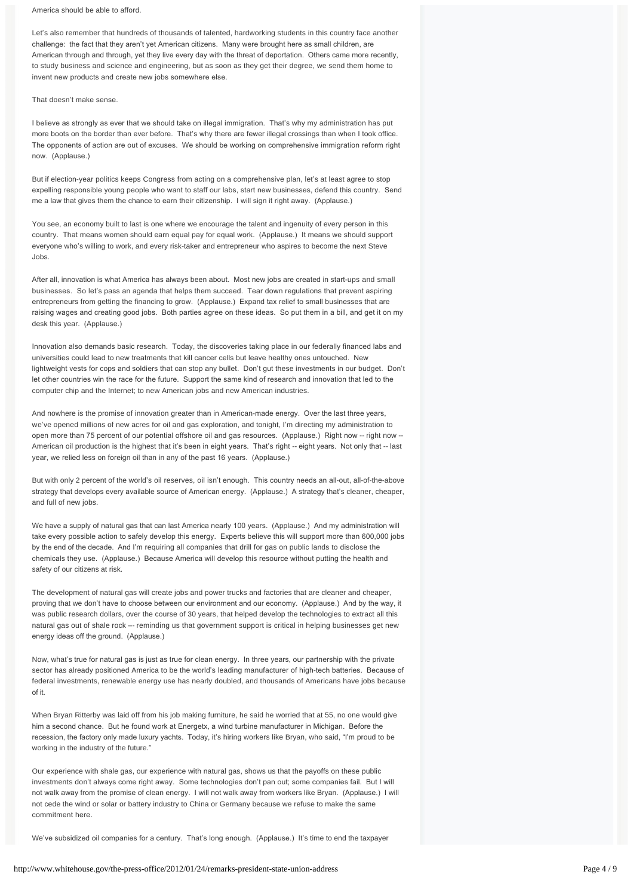America should be able to afford.

Let's also remember that hundreds of thousands of talented, hardworking students in this country face another challenge: the fact that they aren't yet American citizens. Many were brought here as small children, are American through and through, yet they live every day with the threat of deportation. Others came more recently, to study business and science and engineering, but as soon as they get their degree, we send them home to invent new products and create new jobs somewhere else.

That doesn't make sense.

I believe as strongly as ever that we should take on illegal immigration. That's why my administration has put more boots on the border than ever before. That's why there are fewer illegal crossings than when I took office. The opponents of action are out of excuses. We should be working on comprehensive immigration reform right now. (Applause.)

But if election-year politics keeps Congress from acting on a comprehensive plan, let's at least agree to stop expelling responsible young people who want to staff our labs, start new businesses, defend this country. Send me a law that gives them the chance to earn their citizenship. I will sign it right away. (Applause.)

You see, an economy built to last is one where we encourage the talent and ingenuity of every person in this country. That means women should earn equal pay for equal work. (Applause.) It means we should support everyone who's willing to work, and every risk-taker and entrepreneur who aspires to become the next Steve Jobs.

After all, innovation is what America has always been about. Most new jobs are created in start-ups and small businesses. So let's pass an agenda that helps them succeed. Tear down regulations that prevent aspiring entrepreneurs from getting the financing to grow. (Applause.) Expand tax relief to small businesses that are raising wages and creating good jobs. Both parties agree on these ideas. So put them in a bill, and get it on my desk this year. (Applause.)

Innovation also demands basic research. Today, the discoveries taking place in our federally financed labs and universities could lead to new treatments that kill cancer cells but leave healthy ones untouched. New lightweight vests for cops and soldiers that can stop any bullet. Don't gut these investments in our budget. Don't let other countries win the race for the future. Support the same kind of research and innovation that led to the computer chip and the Internet; to new American jobs and new American industries.

And nowhere is the promise of innovation greater than in American-made energy. Over the last three years, we've opened millions of new acres for oil and gas exploration, and tonight, I'm directing my administration to open more than 75 percent of our potential offshore oil and gas resources. (Applause.) Right now -- right now -- American oil production is the highest that it's been in eight years. That's right -- eight years. Not only that -- last year, we relied less on foreign oil than in any of the past 16 years. (Applause.)

But with only 2 percent of the world's oil reserves, oil isn't enough. This country needs an all-out, all-of-the-above strategy that develops every available source of American energy. (Applause.) A strategy that's cleaner, cheaper, and full of new jobs.

We have a supply of natural gas that can last America nearly 100 years. (Applause.) And my administration will take every possible action to safely develop this energy. Experts believe this will support more than 600,000 jobs by the end of the decade. And I'm requiring all companies that drill for gas on public lands to disclose the chemicals they use. (Applause.) Because America will develop this resource without putting the health and safety of our citizens at risk.

The development of natural gas will create jobs and power trucks and factories that are cleaner and cheaper, proving that we don't have to choose between our environment and our economy. (Applause.) And by the way, it was public research dollars, over the course of 30 years, that helped develop the technologies to extract all this natural gas out of shale rock –- reminding us that government support is critical in helping businesses get new energy ideas off the ground. (Applause.)

Now, what's true for natural gas is just as true for clean energy. In three years, our partnership with the private sector has already positioned America to be the world's leading manufacturer of high-tech batteries. Because of federal investments, renewable energy use has nearly doubled, and thousands of Americans have jobs because of it.

When Bryan Ritterby was laid off from his job making furniture, he said he worried that at 55, no one would give him a second chance. But he found work at Energetx, a wind turbine manufacturer in Michigan. Before the recession, the factory only made luxury yachts. Today, it's hiring workers like Bryan, who said, "I'm proud to be working in the industry of the future."

Our experience with shale gas, our experience with natural gas, shows us that the payoffs on these public investments don't always come right away. Some technologies don't pan out; some companies fail. But I will not walk away from the promise of clean energy. I will not walk away from workers like Bryan. (Applause.) I will not cede the wind or solar or battery industry to China or Germany because we refuse to make the same commitment here.

We've subsidized oil companies for a century. That's long enough. (Applause.) It's time to end the taxpayer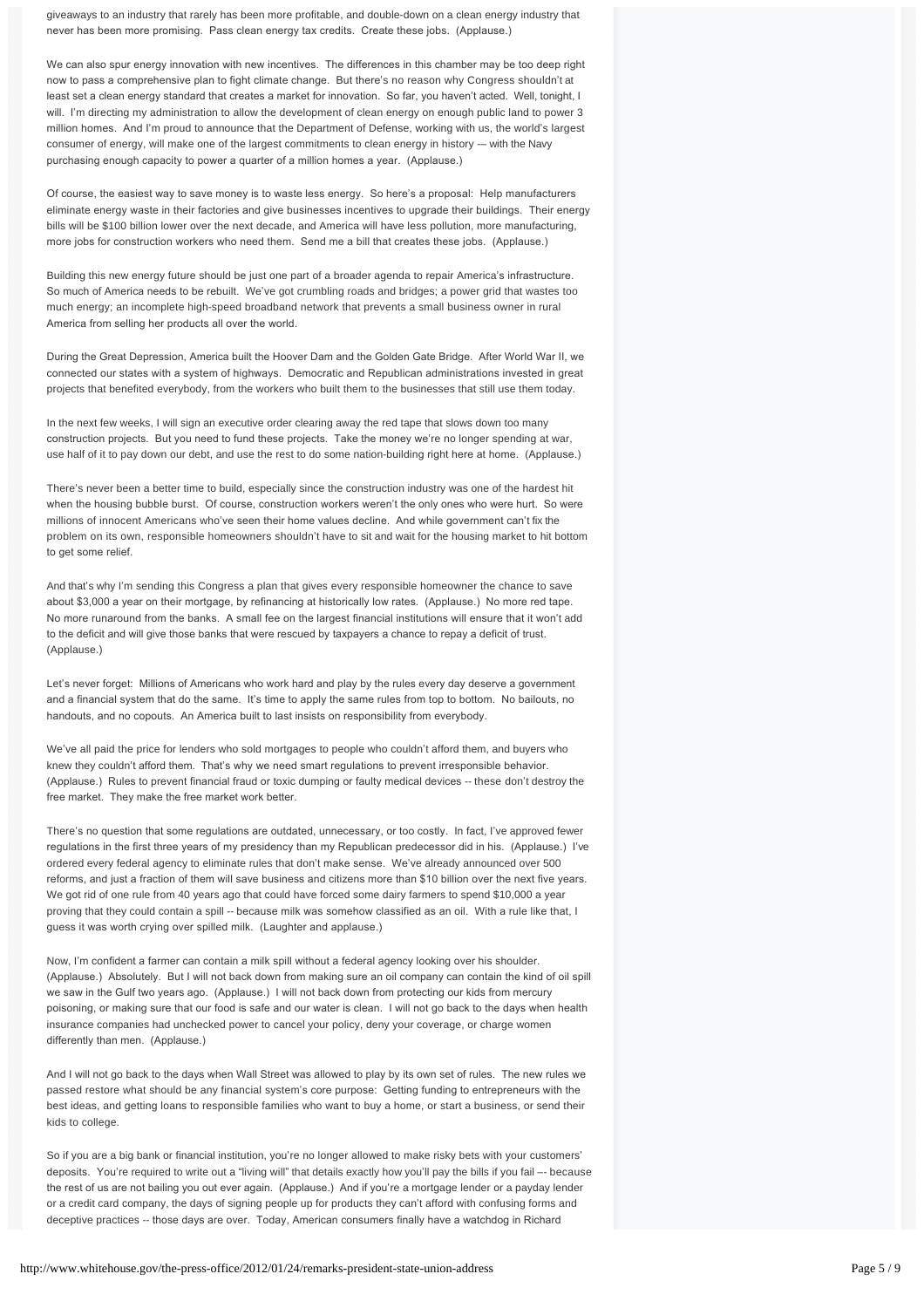giveaways to an industry that rarely has been more profitable, and double-down on a clean energy industry that never has been more promising. Pass clean energy tax credits. Create these jobs. (Applause.)

We can also spur energy innovation with new incentives. The differences in this chamber may be too deep right now to pass a comprehensive plan to fight climate change. But there's no reason why Congress shouldn't at least set a clean energy standard that creates a market for innovation. So far, you haven't acted. Well, tonight, I will. I'm directing my administration to allow the development of clean energy on enough public land to power 3 million homes. And I'm proud to announce that the Department of Defense, working with us, the world's largest consumer of energy, will make one of the largest commitments to clean energy in history -– with the Navy purchasing enough capacity to power a quarter of a million homes a year. (Applause.)

Of course, the easiest way to save money is to waste less energy. So here's a proposal: Help manufacturers eliminate energy waste in their factories and give businesses incentives to upgrade their buildings. Their energy bills will be $100 billion lower over the next decade, and America will have less pollution, more manufacturing, more jobs for construction workers who need them. Send me a bill that creates these jobs. (Applause.)

Building this new energy future should be just one part of a broader agenda to repair America's infrastructure. So much of America needs to be rebuilt. We've got crumbling roads and bridges; a power grid that wastes too much energy; an incomplete high-speed broadband network that prevents a small business owner in rural America from selling her products all over the world.

During the Great Depression, America built the Hoover Dam and the Golden Gate Bridge. After World War II, we connected our states with a system of highways. Democratic and Republican administrations invested in great projects that benefited everybody, from the workers who built them to the businesses that still use them today.

In the next few weeks, I will sign an executive order clearing away the red tape that slows down too many construction projects. But you need to fund these projects. Take the money we're no longer spending at war, use half of it to pay down our debt, and use the rest to do some nation-building right here at home. (Applause.)

There's never been a better time to build, especially since the construction industry was one of the hardest hit when the housing bubble burst. Of course, construction workers weren't the only ones who were hurt. So were millions of innocent Americans who've seen their home values decline. And while government can't fix the problem on its own, responsible homeowners shouldn't have to sit and wait for the housing market to hit bottom to get some relief.

And that's why I'm sending this Congress a plan that gives every responsible homeowner the chance to save about $3,000 a year on their mortgage, by refinancing at historically low rates. (Applause.) No more red tape. No more runaround from the banks. A small fee on the largest financial institutions will ensure that it won't add to the deficit and will give those banks that were rescued by taxpayers a chance to repay a deficit of trust. (Applause.)

Let's never forget: Millions of Americans who work hard and play by the rules every day deserve a government and a financial system that do the same. It's time to apply the same rules from top to bottom. No bailouts, no handouts, and no copouts. An America built to last insists on responsibility from everybody.

We've all paid the price for lenders who sold mortgages to people who couldn't afford them, and buyers who knew they couldn't afford them. That's why we need smart regulations to prevent irresponsible behavior. (Applause.) Rules to prevent financial fraud or toxic dumping or faulty medical devices -- these don't destroy the free market. They make the free market work better.

There's no question that some regulations are outdated, unnecessary, or too costly. In fact, I've approved fewer regulations in the first three years of my presidency than my Republican predecessor did in his. (Applause.) I've ordered every federal agency to eliminate rules that don't make sense. We've already announced over 500 reforms, and just a fraction of them will save business and citizens more than $10 billion over the next five years. We got rid of one rule from 40 years ago that could have forced some dairy farmers to spend $10,000 a year proving that they could contain a spill -- because milk was somehow classified as an oil. With a rule like that, I guess it was worth crying over spilled milk. (Laughter and applause.)

Now, I'm confident a farmer can contain a milk spill without a federal agency looking over his shoulder. (Applause.) Absolutely. But I will not back down from making sure an oil company can contain the kind of oil spill we saw in the Gulf two years ago. (Applause.) I will not back down from protecting our kids from mercury poisoning, or making sure that our food is safe and our water is clean. I will not go back to the days when health insurance companies had unchecked power to cancel your policy, deny your coverage, or charge women differently than men. (Applause.)

And I will not go back to the days when Wall Street was allowed to play by its own set of rules. The new rules we passed restore what should be any financial system's core purpose: Getting funding to entrepreneurs with the best ideas, and getting loans to responsible families who want to buy a home, or start a business, or send their kids to college.

So if you are a big bank or financial institution, you're no longer allowed to make risky bets with your customers' deposits. You're required to write out a "living will" that details exactly how you'll pay the bills if you fail –- because the rest of us are not bailing you out ever again. (Applause.) And if you're a mortgage lender or a payday lender or a credit card company, the days of signing people up for products they can't afford with confusing forms and deceptive practices -- those days are over. Today, American consumers finally have a watchdog in Richard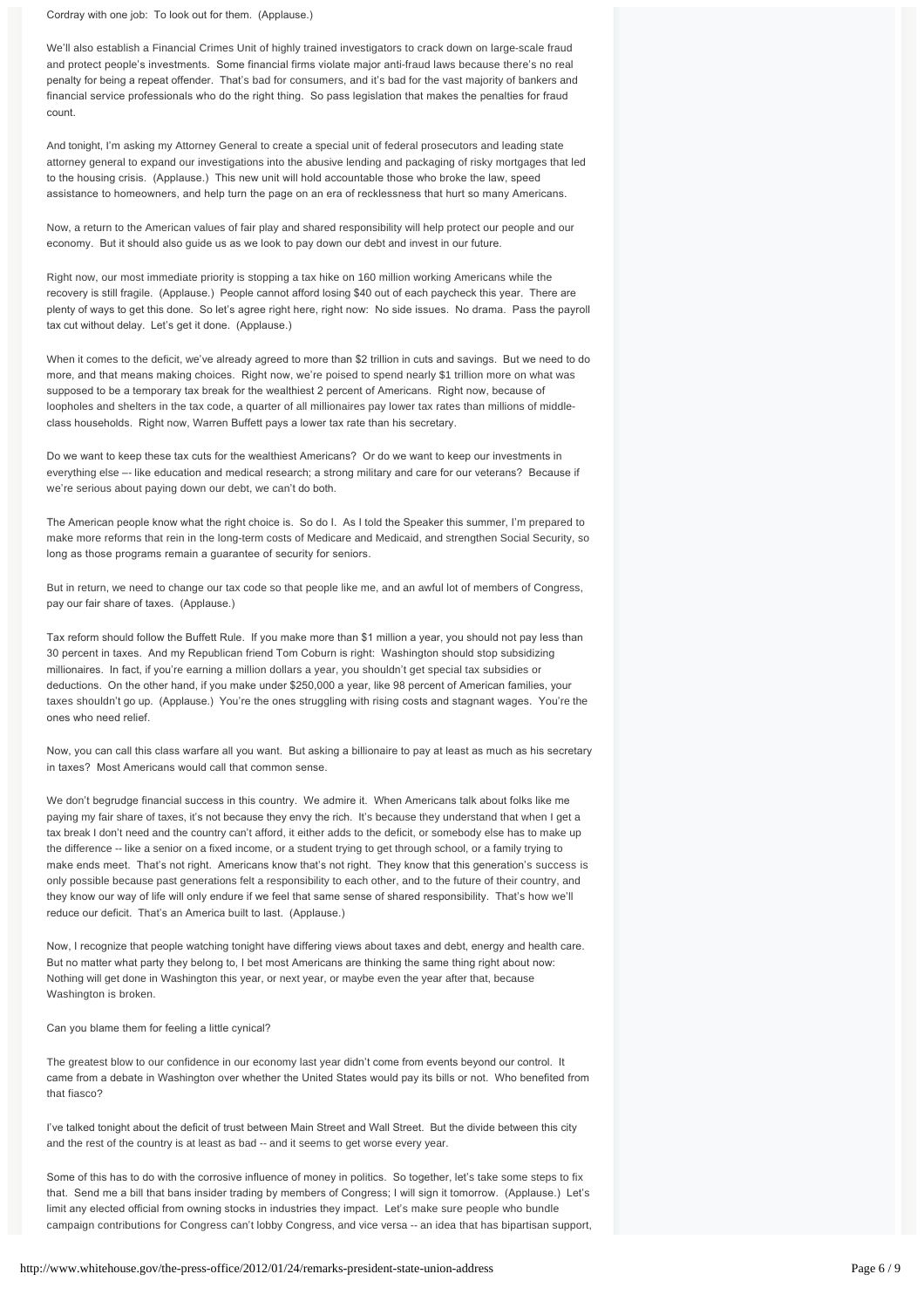Cordray with one job: To look out for them. (Applause.)

We'll also establish a Financial Crimes Unit of highly trained investigators to crack down on large-scale fraud and protect people's investments. Some financial firms violate major anti-fraud laws because there's no real penalty for being a repeat offender. That's bad for consumers, and it's bad for the vast majority of bankers and financial service professionals who do the right thing. So pass legislation that makes the penalties for fraud count.

And tonight, I'm asking my Attorney General to create a special unit of federal prosecutors and leading state attorney general to expand our investigations into the abusive lending and packaging of risky mortgages that led to the housing crisis. (Applause.) This new unit will hold accountable those who broke the law, speed assistance to homeowners, and help turn the page on an era of recklessness that hurt so many Americans.

Now, a return to the American values of fair play and shared responsibility will help protect our people and our economy. But it should also guide us as we look to pay down our debt and invest in our future.

Right now, our most immediate priority is stopping a tax hike on 160 million working Americans while the recovery is still fragile. (Applause.) People cannot afford losing $40 out of each paycheck this year. There are plenty of ways to get this done. So let's agree right here, right now: No side issues. No drama. Pass the payroll tax cut without delay. Let's get it done. (Applause.)

When it comes to the deficit, we've already agreed to more than $2 trillion in cuts and savings. But we need to do more, and that means making choices. Right now, we're poised to spend nearly $1 trillion more on what was supposed to be a temporary tax break for the wealthiest 2 percent of Americans. Right now, because of loopholes and shelters in the tax code, a quarter of all millionaires pay lower tax rates than millions of middle-class households. Right now, Warren Buffett pays a lower tax rate than his secretary.

Do we want to keep these tax cuts for the wealthiest Americans? Or do we want to keep our investments in everything else –- like education and medical research; a strong military and care for our veterans? Because if we're serious about paying down our debt, we can't do both.

The American people know what the right choice is. So do I. As I told the Speaker this summer, I'm prepared to make more reforms that rein in the long-term costs of Medicare and Medicaid, and strengthen Social Security, so long as those programs remain a guarantee of security for seniors.

But in return, we need to change our tax code so that people like me, and an awful lot of members of Congress, pay our fair share of taxes. (Applause.)

Tax reform should follow the Buffett Rule. If you make more than $1 million a year, you should not pay less than 30 percent in taxes. And my Republican friend Tom Coburn is right: Washington should stop subsidizing millionaires. In fact, if you're earning a million dollars a year, you shouldn't get special tax subsidies or deductions. On the other hand, if you make under $250,000 a year, like 98 percent of American families, your taxes shouldn't go up. (Applause.) You're the ones struggling with rising costs and stagnant wages. You're the ones who need relief.

Now, you can call this class warfare all you want. But asking a billionaire to pay at least as much as his secretary in taxes? Most Americans would call that common sense.

We don't begrudge financial success in this country. We admire it. When Americans talk about folks like me paying my fair share of taxes, it's not because they envy the rich. It's because they understand that when I get a tax break I don't need and the country can't afford, it either adds to the deficit, or somebody else has to make up the difference -- like a senior on a fixed income, or a student trying to get through school, or a family trying to make ends meet. That's not right. Americans know that's not right. They know that this generation's success is only possible because past generations felt a responsibility to each other, and to the future of their country, and they know our way of life will only endure if we feel that same sense of shared responsibility. That's how we'll reduce our deficit. That's an America built to last. (Applause.)

Now, I recognize that people watching tonight have differing views about taxes and debt, energy and health care. But no matter what party they belong to, I bet most Americans are thinking the same thing right about now: Nothing will get done in Washington this year, or next year, or maybe even the year after that, because Washington is broken.

Can you blame them for feeling a little cynical?

The greatest blow to our confidence in our economy last year didn't come from events beyond our control. It came from a debate in Washington over whether the United States would pay its bills or not. Who benefited from that fiasco?

I've talked tonight about the deficit of trust between Main Street and Wall Street. But the divide between this city and the rest of the country is at least as bad -- and it seems to get worse every year.

Some of this has to do with the corrosive influence of money in politics. So together, let's take some steps to fix that. Send me a bill that bans insider trading by members of Congress; I will sign it tomorrow. (Applause.) Let's limit any elected official from owning stocks in industries they impact. Let's make sure people who bundle campaign contributions for Congress can't lobby Congress, and vice versa -- an idea that has bipartisan support,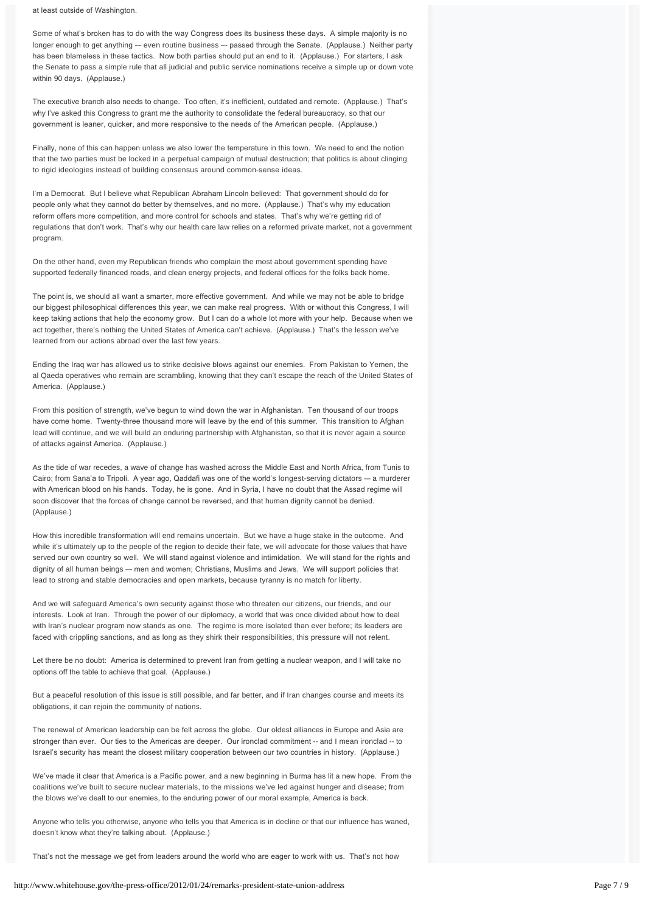at least outside of Washington.

Some of what's broken has to do with the way Congress does its business these days. A simple majority is no longer enough to get anything –- even routine business –- passed through the Senate. (Applause.) Neither party has been blameless in these tactics. Now both parties should put an end to it. (Applause.) For starters, I ask the Senate to pass a simple rule that all judicial and public service nominations receive a simple up or down vote within 90 days. (Applause.)

The executive branch also needs to change. Too often, it's inefficient, outdated and remote. (Applause.) That's why I've asked this Congress to grant me the authority to consolidate the federal bureaucracy, so that our government is leaner, quicker, and more responsive to the needs of the American people. (Applause.)

Finally, none of this can happen unless we also lower the temperature in this town. We need to end the notion that the two parties must be locked in a perpetual campaign of mutual destruction; that politics is about clinging to rigid ideologies instead of building consensus around common-sense ideas.

I'm a Democrat. But I believe what Republican Abraham Lincoln believed: That government should do for people only what they cannot do better by themselves, and no more. (Applause.) That's why my education reform offers more competition, and more control for schools and states. That's why we're getting rid of regulations that don't work. That's why our health care law relies on a reformed private market, not a government program.

On the other hand, even my Republican friends who complain the most about government spending have supported federally financed roads, and clean energy projects, and federal offices for the folks back home.

The point is, we should all want a smarter, more effective government. And while we may not be able to bridge our biggest philosophical differences this year, we can make real progress. With or without this Congress, I will keep taking actions that help the economy grow. But I can do a whole lot more with your help. Because when we act together, there's nothing the United States of America can't achieve. (Applause.) That's the lesson we've learned from our actions abroad over the last few years.

Ending the Iraq war has allowed us to strike decisive blows against our enemies. From Pakistan to Yemen, the al Qaeda operatives who remain are scrambling, knowing that they can't escape the reach of the United States of America. (Applause.)

From this position of strength, we've begun to wind down the war in Afghanistan. Ten thousand of our troops have come home. Twenty-three thousand more will leave by the end of this summer. This transition to Afghan lead will continue, and we will build an enduring partnership with Afghanistan, so that it is never again a source of attacks against America. (Applause.)

As the tide of war recedes, a wave of change has washed across the Middle East and North Africa, from Tunis to Cairo; from Sana'a to Tripoli. A year ago, Qaddafi was one of the world's longest-serving dictators –- a murderer with American blood on his hands. Today, he is gone. And in Syria, I have no doubt that the Assad regime will soon discover that the forces of change cannot be reversed, and that human dignity cannot be denied. (Applause.)

How this incredible transformation will end remains uncertain. But we have a huge stake in the outcome. And while it's ultimately up to the people of the region to decide their fate, we will advocate for those values that have served our own country so well. We will stand against violence and intimidation. We will stand for the rights and dignity of all human beings –- men and women; Christians, Muslims and Jews. We will support policies that lead to strong and stable democracies and open markets, because tyranny is no match for liberty.

And we will safeguard America's own security against those who threaten our citizens, our friends, and our interests. Look at Iran. Through the power of our diplomacy, a world that was once divided about how to deal with Iran's nuclear program now stands as one. The regime is more isolated than ever before; its leaders are faced with crippling sanctions, and as long as they shirk their responsibilities, this pressure will not relent.

Let there be no doubt: America is determined to prevent Iran from getting a nuclear weapon, and I will take no options off the table to achieve that goal. (Applause.)

But a peaceful resolution of this issue is still possible, and far better, and if Iran changes course and meets its obligations, it can rejoin the community of nations.

The renewal of American leadership can be felt across the globe. Our oldest alliances in Europe and Asia are stronger than ever. Our ties to the Americas are deeper. Our ironclad commitment -- and I mean ironclad -- to Israel's security has meant the closest military cooperation between our two countries in history. (Applause.)

We've made it clear that America is a Pacific power, and a new beginning in Burma has lit a new hope. From the coalitions we've built to secure nuclear materials, to the missions we've led against hunger and disease; from the blows we've dealt to our enemies, to the enduring power of our moral example, America is back.

Anyone who tells you otherwise, anyone who tells you that America is in decline or that our influence has waned, doesn't know what they're talking about. (Applause.)

That's not the message we get from leaders around the world who are eager to work with us. That's not how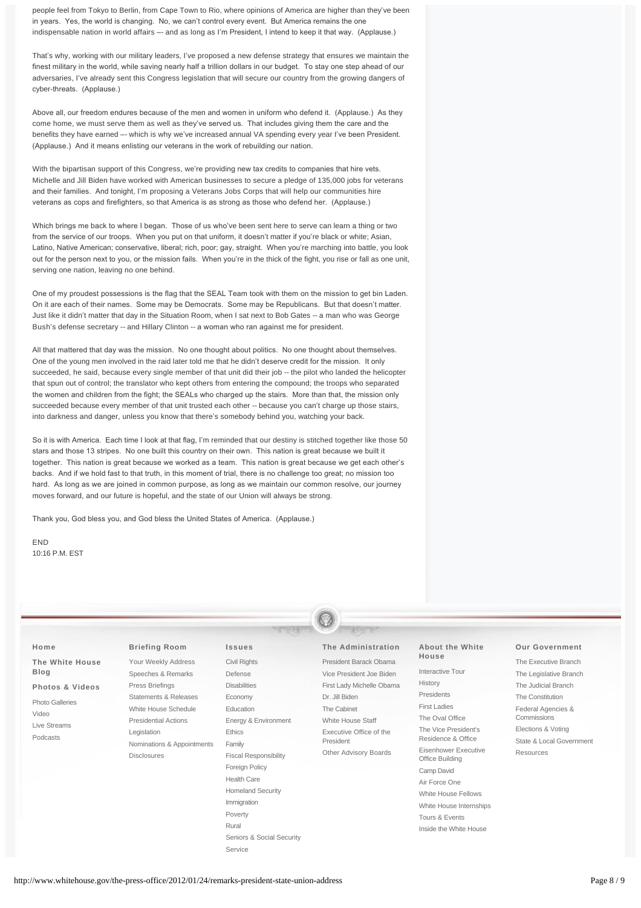people feel from Tokyo to Berlin, from Cape Town to Rio, where opinions of America are higher than they've been in years. Yes, the world is changing. No, we can't control every event. But America remains the one indispensable nation in world affairs –- and as long as I'm President, I intend to keep it that way. (Applause.)

That's why, working with our military leaders, I've proposed a new defense strategy that ensures we maintain the finest military in the world, while saving nearly half a trillion dollars in our budget. To stay one step ahead of our adversaries, I've already sent this Congress legislation that will secure our country from the growing dangers of cyber-threats. (Applause.)

Above all, our freedom endures because of the men and women in uniform who defend it. (Applause.) As they come home, we must serve them as well as they've served us. That includes giving them the care and the benefits they have earned –- which is why we've increased annual VA spending every year I've been President. (Applause.) And it means enlisting our veterans in the work of rebuilding our nation.

With the bipartisan support of this Congress, we're providing new tax credits to companies that hire vets. Michelle and Jill Biden have worked with American businesses to secure a pledge of 135,000 jobs for veterans and their families. And tonight, I'm proposing a Veterans Jobs Corps that will help our communities hire veterans as cops and firefighters, so that America is as strong as those who defend her. (Applause.)

Which brings me back to where I began. Those of us who've been sent here to serve can learn a thing or two from the service of our troops. When you put on that uniform, it doesn't matter if you're black or white; Asian, Latino, Native American; conservative, liberal; rich, poor; gay, straight. When you're marching into battle, you look out for the person next to you, or the mission fails. When you're in the thick of the fight, you rise or fall as one unit, serving one nation, leaving no one behind.

One of my proudest possessions is the flag that the SEAL Team took with them on the mission to get bin Laden. On it are each of their names. Some may be Democrats. Some may be Republicans. But that doesn't matter. Just like it didn't matter that day in the Situation Room, when I sat next to Bob Gates -- a man who was George Bush's defense secretary -- and Hillary Clinton -- a woman who ran against me for president.

All that mattered that day was the mission. No one thought about politics. No one thought about themselves. One of the young men involved in the raid later told me that he didn't deserve credit for the mission. It only succeeded, he said, because every single member of that unit did their job -- the pilot who landed the helicopter that spun out of control; the translator who kept others from entering the compound; the troops who separated the women and children from the fight; the SEALs who charged up the stairs. More than that, the mission only succeeded because every member of that unit trusted each other -- because you can't charge up those stairs, into darkness and danger, unless you know that there's somebody behind you, watching your back.

So it is with America. Each time I look at that flag, I'm reminded that our destiny is stitched together like those 50 stars and those 13 stripes. No one built this country on their own. This nation is great because we built it together. This nation is great because we worked as a team. This nation is great because we get each other's backs. And if we hold fast to that truth, in this moment of trial, there is no challenge too great; no mission too hard. As long as we are joined in common purpose, as long as we maintain our common resolve, our journey moves forward, and our future is hopeful, and the state of our Union will always be strong.

Thank you, God bless you, and God bless the United States of America. (Applause.)

END
10:16 P.M. EST

**Home**

**The White House Blog**

**Photos & Videos**

- Photo Galleries
- Video
- Live Streams
- Podcasts

**Briefing Room**

- Your Weekly Address
- Speeches & Remarks
- Press Briefings
- Statements & Releases
- White House Schedule
- Presidential Actions
- Legislation
- Nominations & Appointments
- Disclosures

**Issues**

- Civil Rights
- Defense
- Disabilities
- Economy
- Education
- Energy & Environment
- Ethics
- Family
- Fiscal Responsibility
- Foreign Policy
- Health Care
- Homeland Security
- Immigration
- Poverty
- Rural
- Seniors & Social Security
- Service

**The Administration**

- President Barack Obama
- Vice President Joe Biden
- First Lady Michelle Obama
- Dr. Jill Biden
- The Cabinet
- White House Staff
- Executive Office of the President
- Other Advisory Boards

**About the White House**

- Interactive Tour
- History
- Presidents
- First Ladies
- The Oval Office
- The Vice President's Residence & Office
- Eisenhower Executive Office Building
- Camp David
- Air Force One
- White House Fellows
- White House Internships
- Tours & Events
- Inside the White House

**Our Government**

- The Executive Branch
- The Legislative Branch
- The Judicial Branch
- The Constitution
- Federal Agencies & Commissions
- Elections & Voting
- State & Local Government
- Resources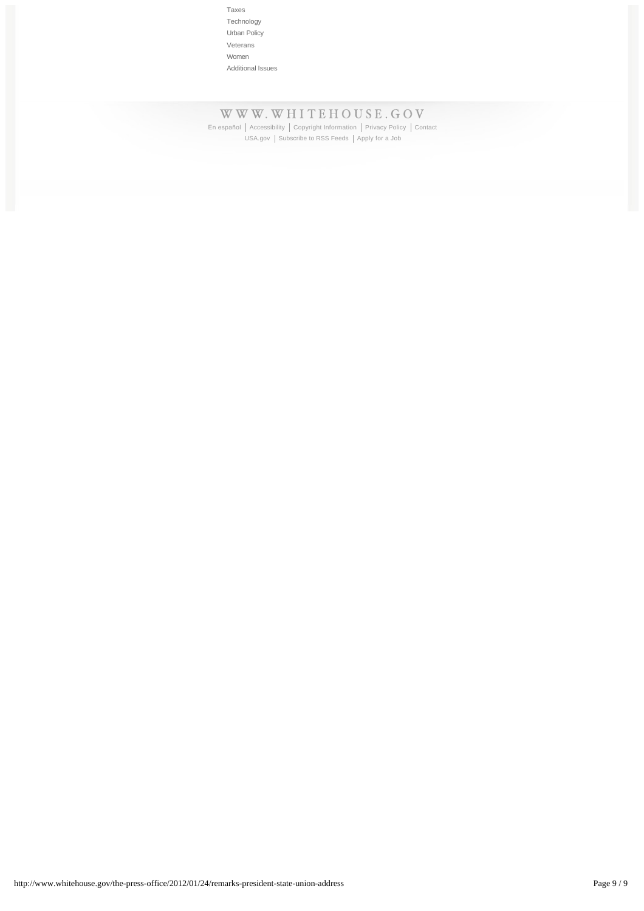Taxes
Technology
Urban Policy
Veterans
Women
Additional Issues

WWW.WHITEHOUSE.GOV

En español | Accessibility | Copyright Information | Privacy Policy | Contact
USA.gov | Subscribe to RSS Feeds | Apply for a Job